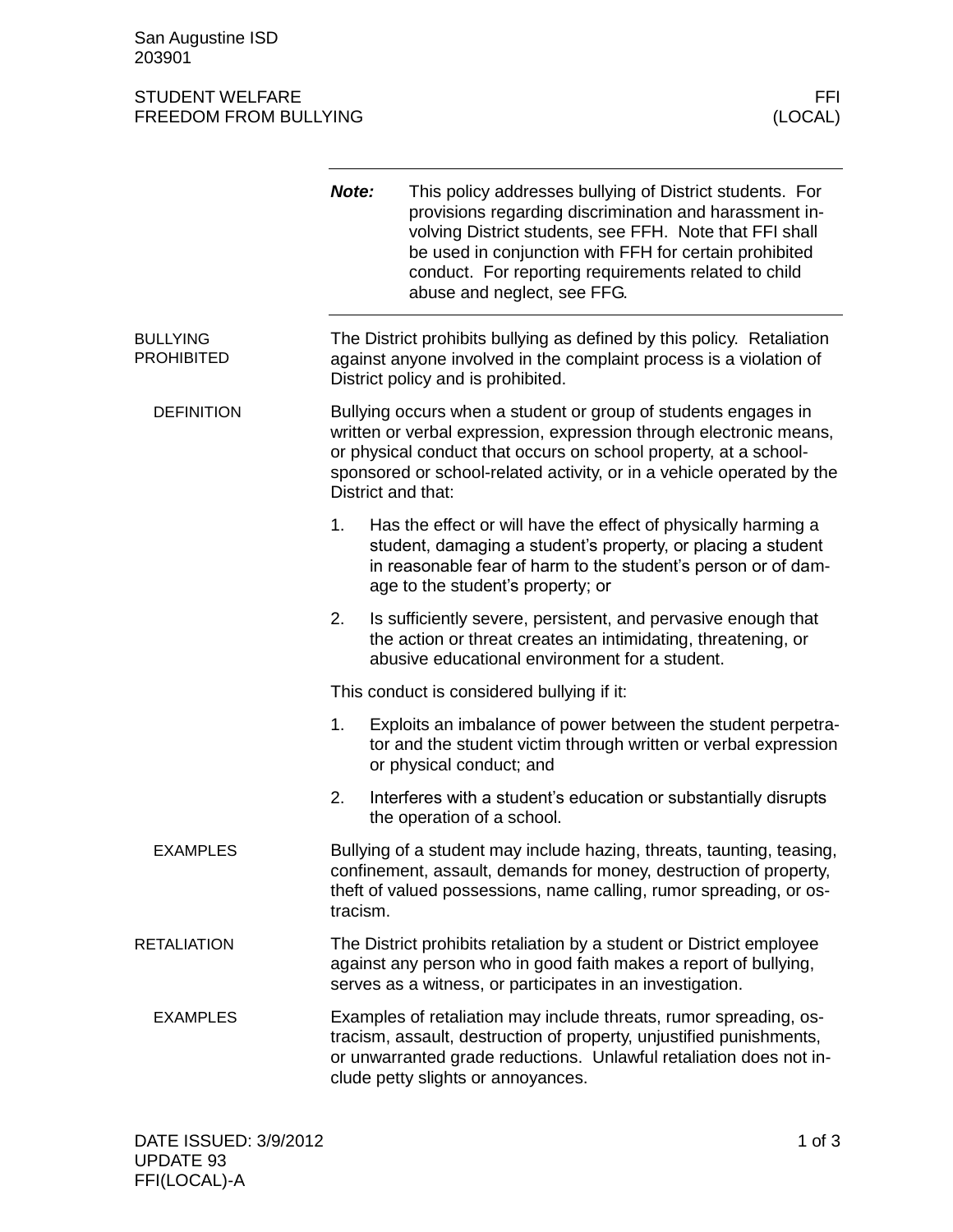San Augustine ISD
203901

# STUDENT WELFARE — FREEDOM FROM BULLYING

FFI (LOCAL)

***Note:*** This policy addresses bullying of District students. For provisions regarding discrimination and harassment involving District students, see FFH. Note that FFI shall be used in conjunction with FFH for certain prohibited conduct. For reporting requirements related to child abuse and neglect, see FFG.

## BULLYING PROHIBITED

The District prohibits bullying as defined by this policy. Retaliation against anyone involved in the complaint process is a violation of District policy and is prohibited.

### DEFINITION

Bullying occurs when a student or group of students engages in written or verbal expression, expression through electronic means, or physical conduct that occurs on school property, at a school-sponsored or school-related activity, or in a vehicle operated by the District and that:

1. Has the effect or will have the effect of physically harming a student, damaging a student's property, or placing a student in reasonable fear of harm to the student's person or of damage to the student's property; or
2. Is sufficiently severe, persistent, and pervasive enough that the action or threat creates an intimidating, threatening, or abusive educational environment for a student.

This conduct is considered bullying if it:

1. Exploits an imbalance of power between the student perpetrator and the student victim through written or verbal expression or physical conduct; and
2. Interferes with a student's education or substantially disrupts the operation of a school.

### EXAMPLES

Bullying of a student may include hazing, threats, taunting, teasing, confinement, assault, demands for money, destruction of property, theft of valued possessions, name calling, rumor spreading, or ostracism.

## RETALIATION

The District prohibits retaliation by a student or District employee against any person who in good faith makes a report of bullying, serves as a witness, or participates in an investigation.

### EXAMPLES

Examples of retaliation may include threats, rumor spreading, ostracism, assault, destruction of property, unjustified punishments, or unwarranted grade reductions. Unlawful retaliation does not include petty slights or annoyances.

DATE ISSUED: 3/9/2012
UPDATE 93
FFI(LOCAL)-A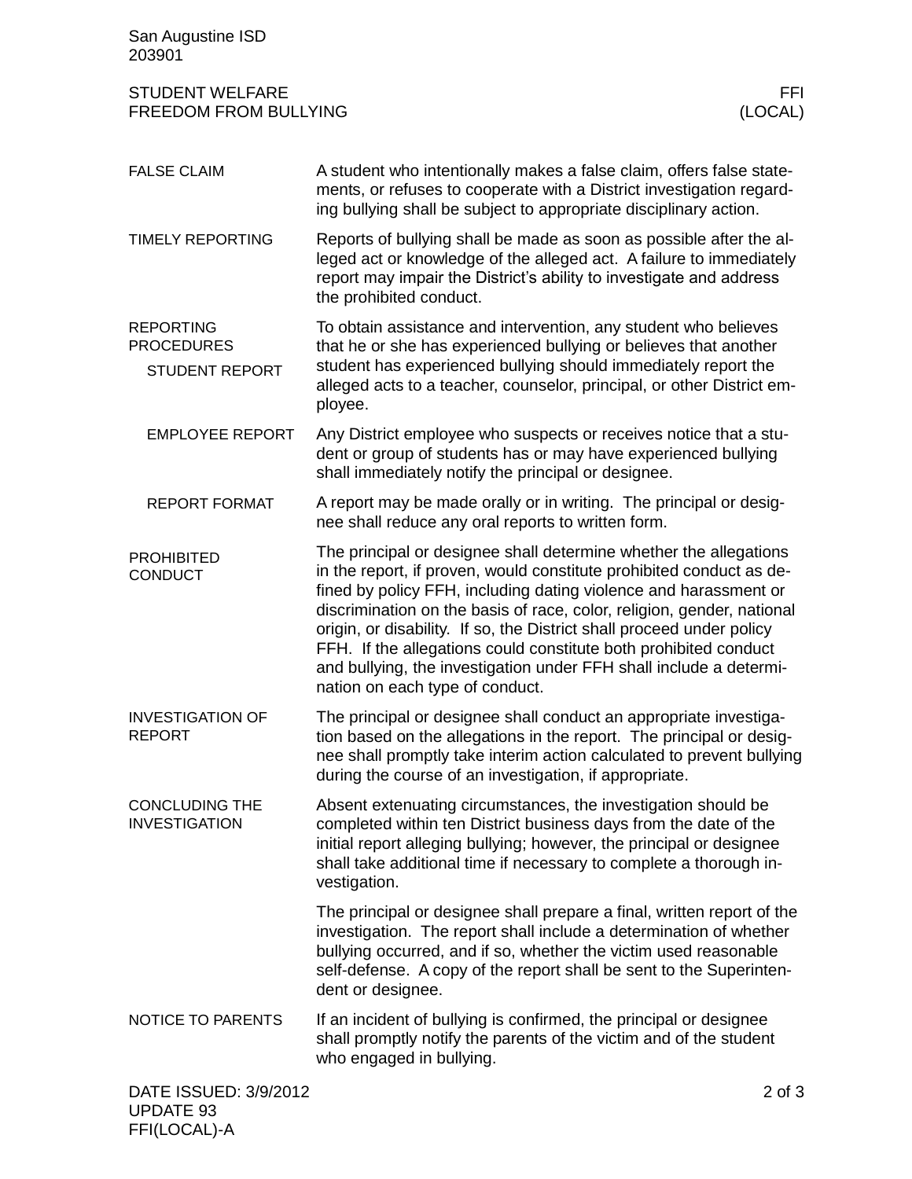## FALSE CLAIM

A student who intentionally makes a false claim, offers false statements, or refuses to cooperate with a District investigation regarding bullying shall be subject to appropriate disciplinary action.

## TIMELY REPORTING

Reports of bullying shall be made as soon as possible after the alleged act or knowledge of the alleged act. A failure to immediately report may impair the District's ability to investigate and address the prohibited conduct.

## REPORTING PROCEDURES

### STUDENT REPORT

To obtain assistance and intervention, any student who believes that he or she has experienced bullying or believes that another student has experienced bullying should immediately report the alleged acts to a teacher, counselor, principal, or other District employee.

### EMPLOYEE REPORT

Any District employee who suspects or receives notice that a student or group of students has or may have experienced bullying shall immediately notify the principal or designee.

### REPORT FORMAT

A report may be made orally or in writing. The principal or designee shall reduce any oral reports to written form.

## PROHIBITED CONDUCT

The principal or designee shall determine whether the allegations in the report, if proven, would constitute prohibited conduct as defined by policy FFH, including dating violence and harassment or discrimination on the basis of race, color, religion, gender, national origin, or disability. If so, the District shall proceed under policy FFH. If the allegations could constitute both prohibited conduct and bullying, the investigation under FFH shall include a determination on each type of conduct.

## INVESTIGATION OF REPORT

The principal or designee shall conduct an appropriate investigation based on the allegations in the report. The principal or designee shall promptly take interim action calculated to prevent bullying during the course of an investigation, if appropriate.

## CONCLUDING THE INVESTIGATION

Absent extenuating circumstances, the investigation should be completed within ten District business days from the date of the initial report alleging bullying; however, the principal or designee shall take additional time if necessary to complete a thorough investigation.

The principal or designee shall prepare a final, written report of the investigation. The report shall include a determination of whether bullying occurred, and if so, whether the victim used reasonable self-defense. A copy of the report shall be sent to the Superintendent or designee.

## NOTICE TO PARENTS

If an incident of bullying is confirmed, the principal or designee shall promptly notify the parents of the victim and of the student who engaged in bullying.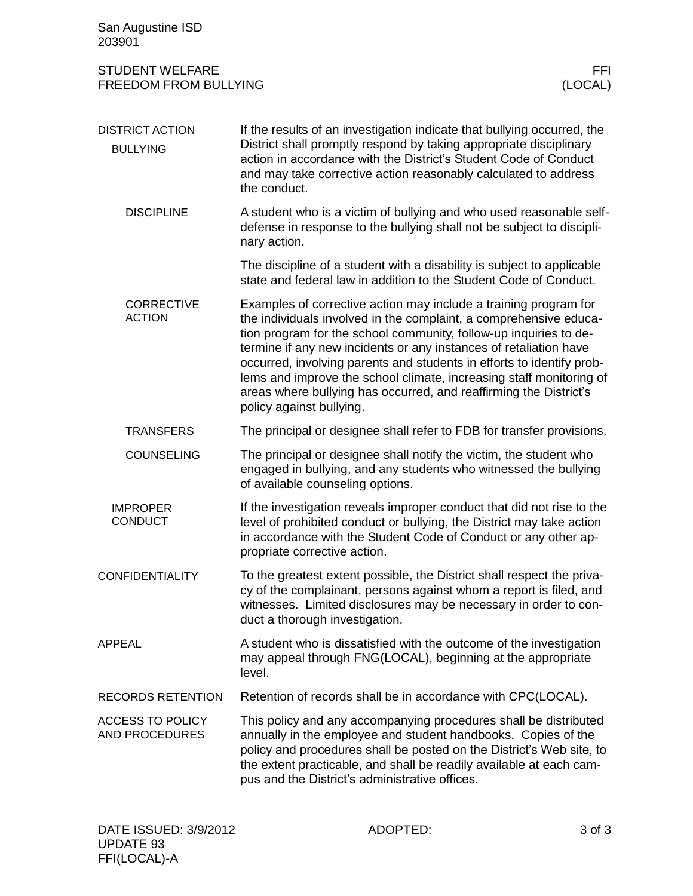## DISTRICT ACTION

### BULLYING

If the results of an investigation indicate that bullying occurred, the District shall promptly respond by taking appropriate disciplinary action in accordance with the District's Student Code of Conduct and may take corrective action reasonably calculated to address the conduct.

#### DISCIPLINE

A student who is a victim of bullying and who used reasonable self-defense in response to the bullying shall not be subject to disciplinary action.

The discipline of a student with a disability is subject to applicable state and federal law in addition to the Student Code of Conduct.

#### CORRECTIVE ACTION

Examples of corrective action may include a training program for the individuals involved in the complaint, a comprehensive education program for the school community, follow-up inquiries to determine if any new incidents or any instances of retaliation have occurred, involving parents and students in efforts to identify problems and improve the school climate, increasing staff monitoring of areas where bullying has occurred, and reaffirming the District's policy against bullying.

#### TRANSFERS

The principal or designee shall refer to FDB for transfer provisions.

#### COUNSELING

The principal or designee shall notify the victim, the student who engaged in bullying, and any students who witnessed the bullying of available counseling options.

### IMPROPER CONDUCT

If the investigation reveals improper conduct that did not rise to the level of prohibited conduct or bullying, the District may take action in accordance with the Student Code of Conduct or any other appropriate corrective action.

## CONFIDENTIALITY

To the greatest extent possible, the District shall respect the privacy of the complainant, persons against whom a report is filed, and witnesses. Limited disclosures may be necessary in order to conduct a thorough investigation.

## APPEAL

A student who is dissatisfied with the outcome of the investigation may appeal through FNG(LOCAL), beginning at the appropriate level.

## RECORDS RETENTION

Retention of records shall be in accordance with CPC(LOCAL).

## ACCESS TO POLICY AND PROCEDURES

This policy and any accompanying procedures shall be distributed annually in the employee and student handbooks. Copies of the policy and procedures shall be posted on the District's Web site, to the extent practicable, and shall be readily available at each campus and the District's administrative offices.

DATE ISSUED: 3/9/2012
UPDATE 93
FFI(LOCAL)-A

ADOPTED: